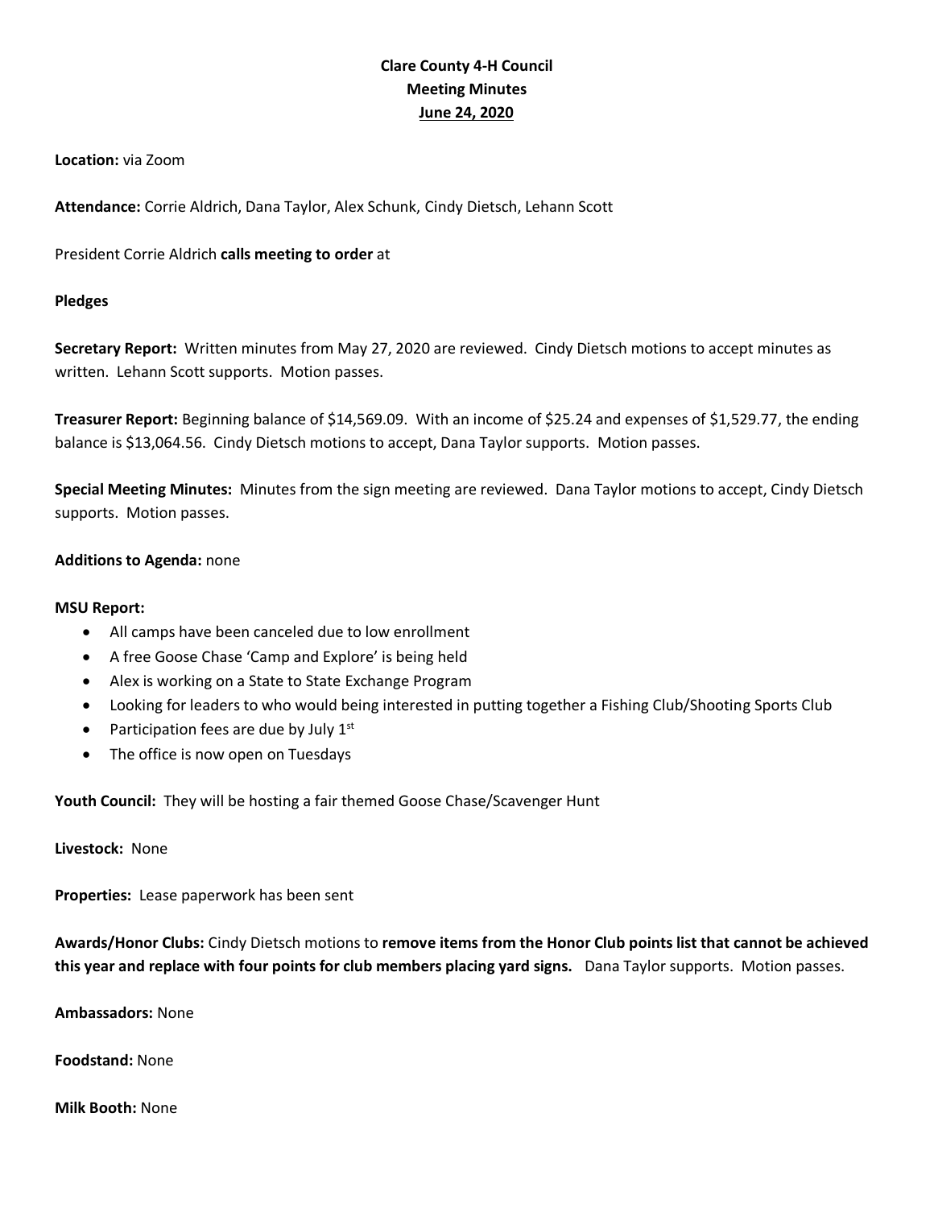**Clare County 4-H Council**
**Meeting Minutes**
**June 24, 2020**

**Location:** via Zoom

**Attendance:** Corrie Aldrich, Dana Taylor, Alex Schunk, Cindy Dietsch, Lehann Scott

President Corrie Aldrich **calls meeting to order** at

**Pledges**

**Secretary Report:** Written minutes from May 27, 2020 are reviewed. Cindy Dietsch motions to accept minutes as written. Lehann Scott supports. Motion passes.

**Treasurer Report:** Beginning balance of $14,569.09. With an income of $25.24 and expenses of $1,529.77, the ending balance is $13,064.56. Cindy Dietsch motions to accept, Dana Taylor supports. Motion passes.

**Special Meeting Minutes:** Minutes from the sign meeting are reviewed. Dana Taylor motions to accept, Cindy Dietsch supports. Motion passes.

**Additions to Agenda:** none

**MSU Report:**

- All camps have been canceled due to low enrollment
- A free Goose Chase 'Camp and Explore' is being held
- Alex is working on a State to State Exchange Program
- Looking for leaders to who would being interested in putting together a Fishing Club/Shooting Sports Club
- Participation fees are due by July 1st
- The office is now open on Tuesdays

**Youth Council:** They will be hosting a fair themed Goose Chase/Scavenger Hunt

**Livestock:** None

**Properties:** Lease paperwork has been sent

**Awards/Honor Clubs:** Cindy Dietsch motions to **remove items from the Honor Club points list that cannot be achieved this year and replace with four points for club members placing yard signs.** Dana Taylor supports. Motion passes.

**Ambassadors:** None

**Foodstand:** None

**Milk Booth:** None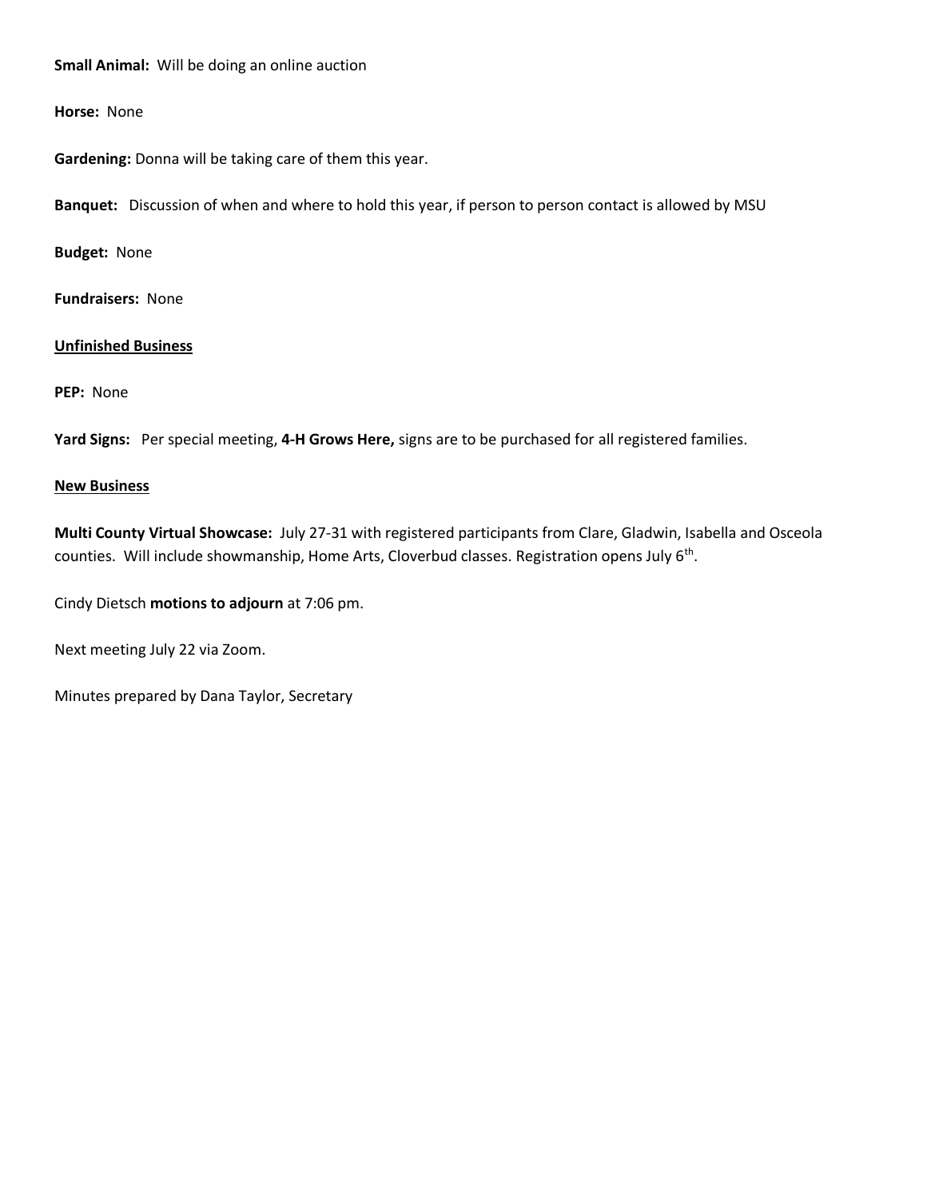**Small Animal:** Will be doing an online auction

**Horse:** None

**Gardening:** Donna will be taking care of them this year.

**Banquet:** Discussion of when and where to hold this year, if person to person contact is allowed by MSU

**Budget:** None

**Fundraisers:** None

**Unfinished Business**

**PEP:** None

**Yard Signs:** Per special meeting, **4-H Grows Here,** signs are to be purchased for all registered families.

**New Business**

**Multi County Virtual Showcase:** July 27-31 with registered participants from Clare, Gladwin, Isabella and Osceola counties. Will include showmanship, Home Arts, Cloverbud classes. Registration opens July 6th.

Cindy Dietsch **motions to adjourn** at 7:06 pm.

Next meeting July 22 via Zoom.

Minutes prepared by Dana Taylor, Secretary